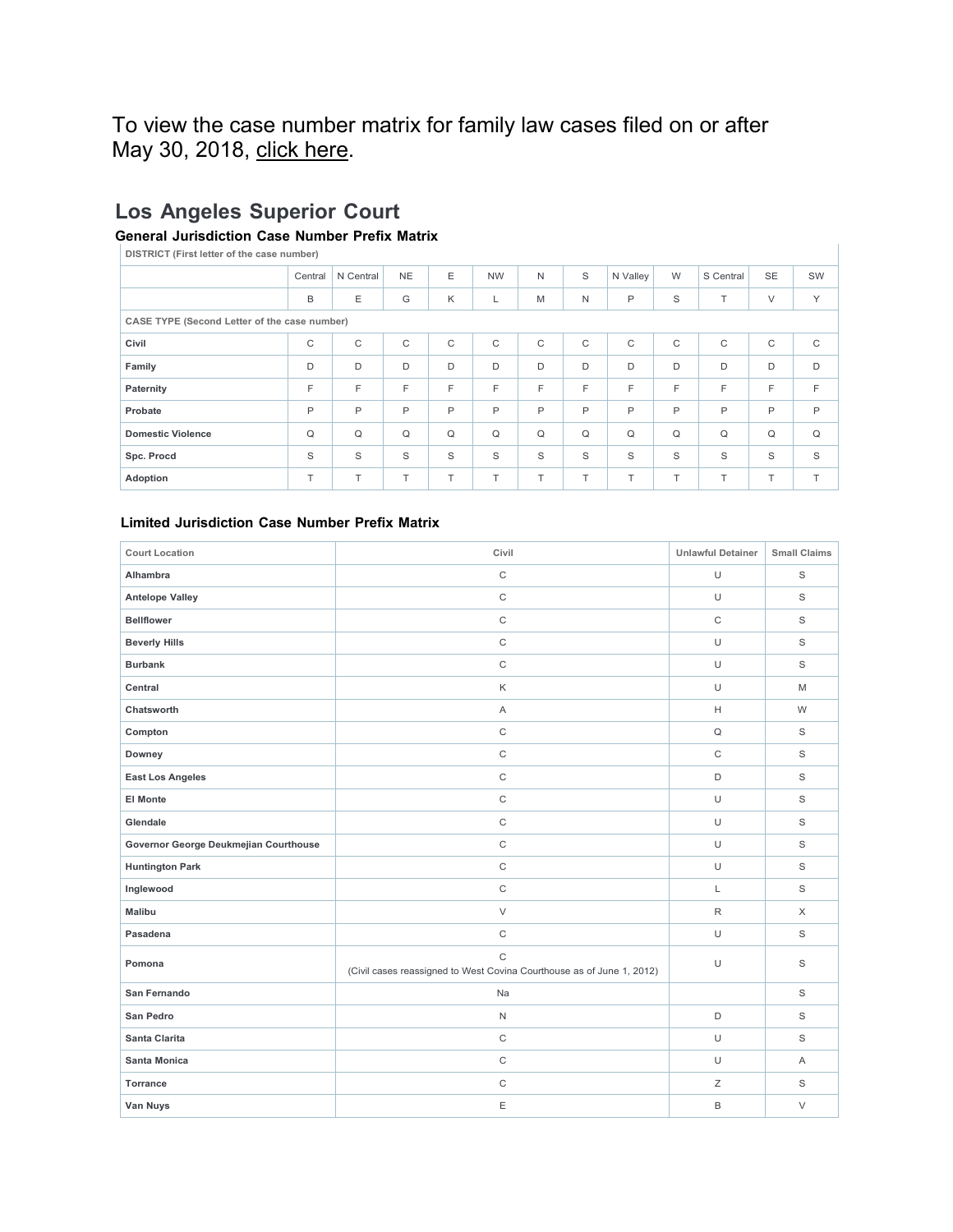To view the case number matrix for family law cases filed on or after May 30, 2018, click here.

## Los Angeles Superior Court

### General Jurisdiction Case Number Prefix Matrix

| DISTRICT (First letter of the case number) | | | | | | | | | | | | |
|---|---|---|---|---|---|---|---|---|---|---|---|---|
| | Central | N Central | NE | E | NW | N | S | N Valley | W | S Central | SE | SW |
| | B | E | G | K | L | M | N | P | S | T | V | Y |
| **CASE TYPE (Second Letter of the case number)** | | | | | | | | | | | | |
| **Civil** | C | C | C | C | C | C | C | C | C | C | C | C |
| **Family** | D | D | D | D | D | D | D | D | D | D | D | D |
| **Paternity** | F | F | F | F | F | F | F | F | F | F | F | F |
| **Probate** | P | P | P | P | P | P | P | P | P | P | P | P |
| **Domestic Violence** | Q | Q | Q | Q | Q | Q | Q | Q | Q | Q | Q | Q |
| **Spc. Procd** | S | S | S | S | S | S | S | S | S | S | S | S |
| **Adoption** | T | T | T | T | T | T | T | T | T | T | T | T |

### Limited Jurisdiction Case Number Prefix Matrix

| Court Location | Civil | Unlawful Detainer | Small Claims |
|---|---|---|---|
| **Alhambra** | C | U | S |
| **Antelope Valley** | C | U | S |
| **Bellflower** | C | C | S |
| **Beverly Hills** | C | U | S |
| **Burbank** | C | U | S |
| **Central** | K | U | M |
| **Chatsworth** | A | H | W |
| **Compton** | C | Q | S |
| **Downey** | C | C | S |
| **East Los Angeles** | C | D | S |
| **El Monte** | C | U | S |
| **Glendale** | C | U | S |
| **Governor George Deukmejian Courthouse** | C | U | S |
| **Huntington Park** | C | U | S |
| **Inglewood** | C | L | S |
| **Malibu** | V | R | X |
| **Pasadena** | C | U | S |
| **Pomona** | C (Civil cases reassigned to West Covina Courthouse as of June 1, 2012) | U | S |
| **San Fernando** | Na | | S |
| **San Pedro** | N | D | S |
| **Santa Clarita** | C | U | S |
| **Santa Monica** | C | U | A |
| **Torrance** | C | Z | S |
| **Van Nuys** | E | B | V |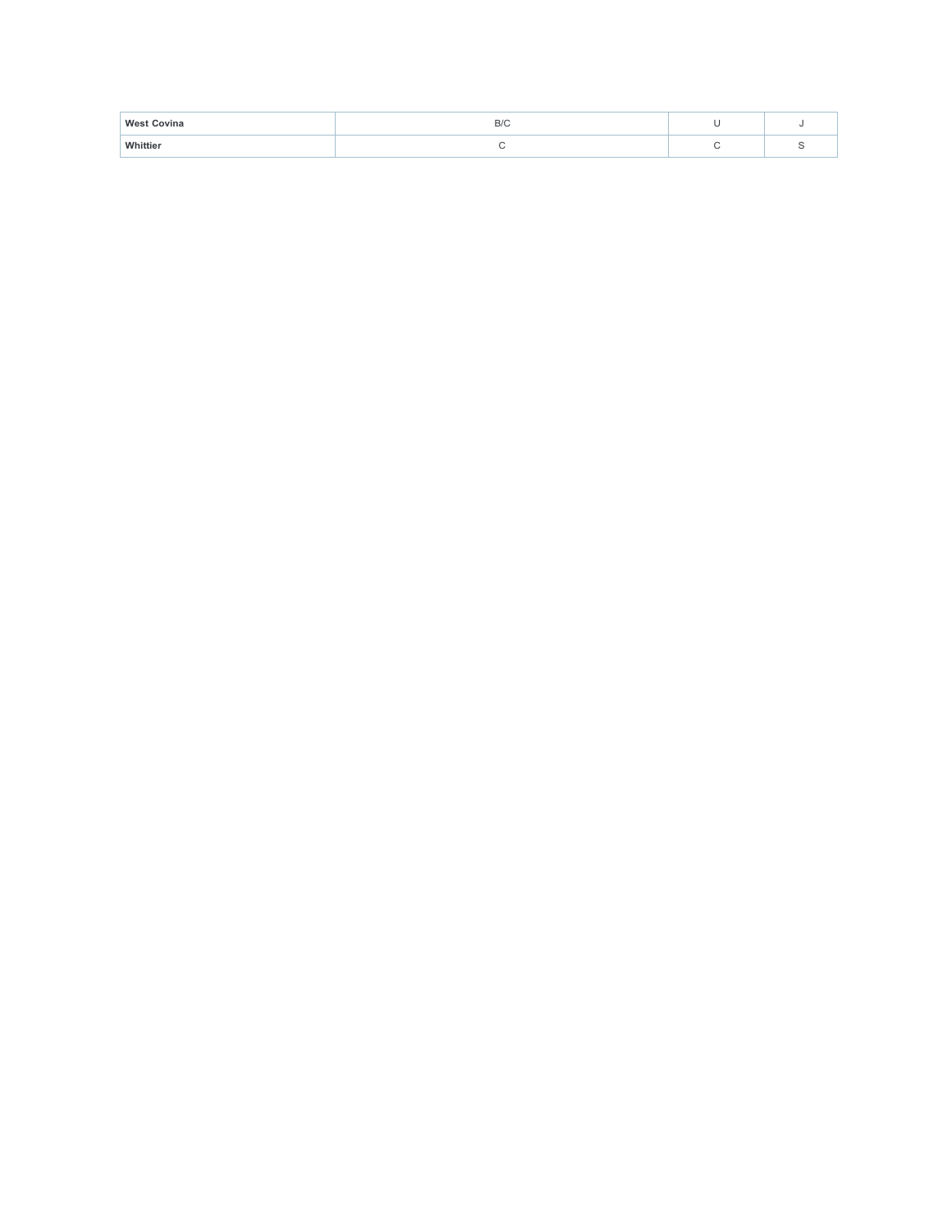| | | | |
|---|---|---|---|
| **West Covina** | B/C | U | J |
| **Whittier** | C | C | S |